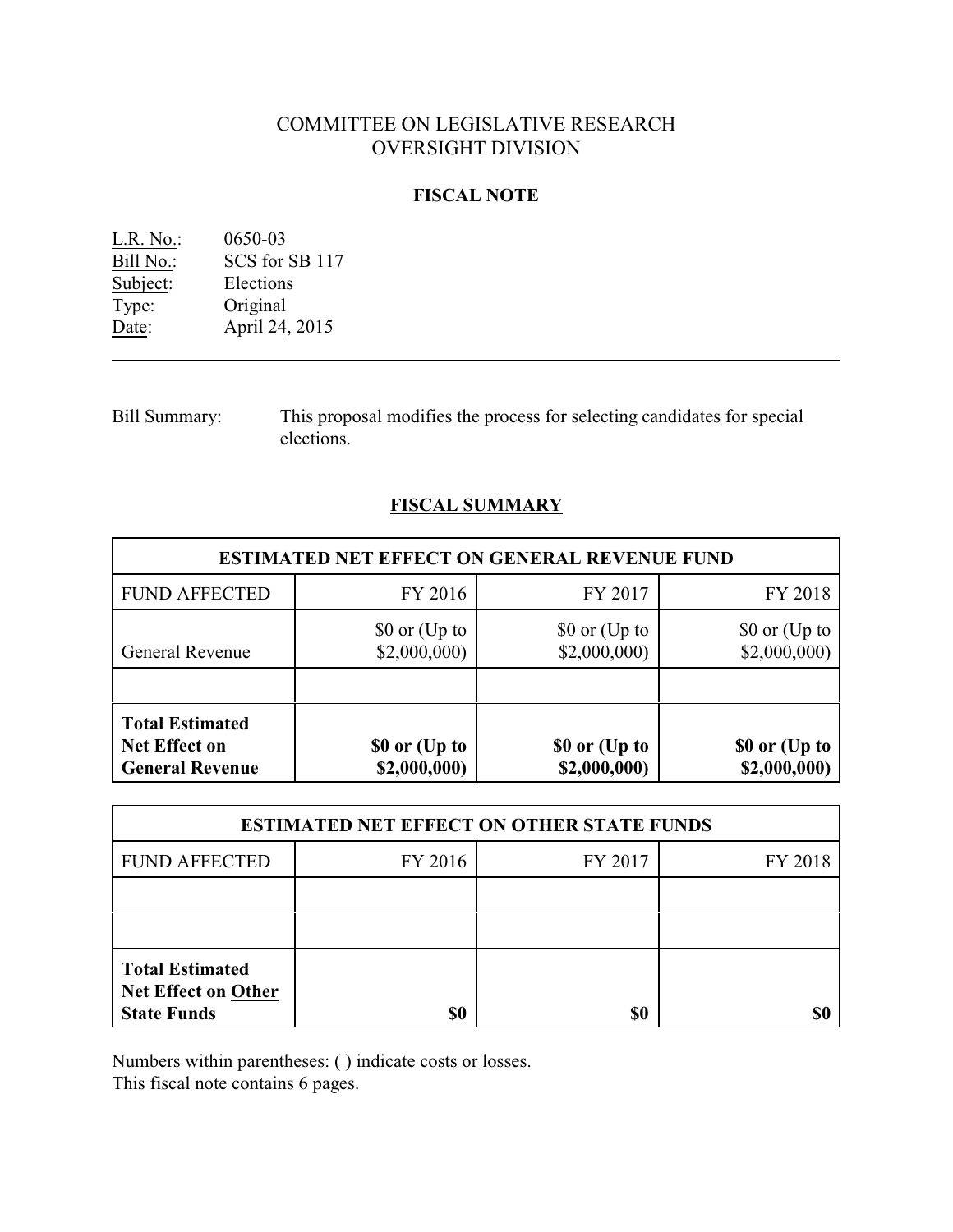# COMMITTEE ON LEGISLATIVE RESEARCH
# OVERSIGHT DIVISION

## FISCAL NOTE

L.R. No.: 0650-03
Bill No.: SCS for SB 117
Subject: Elections
Type: Original
Date: April 24, 2015

---

Bill Summary: This proposal modifies the process for selecting candidates for special elections.

## FISCAL SUMMARY

| ESTIMATED NET EFFECT ON GENERAL REVENUE FUND | | | |
|---|---|---|---|
| FUND AFFECTED | FY 2016 | FY 2017 | FY 2018 |
| General Revenue | $0 or (Up to $2,000,000) | $0 or (Up to $2,000,000) | $0 or (Up to $2,000,000) |
| | | | |
| **Total Estimated Net Effect on General Revenue** | **$0 or (Up to $2,000,000)** | **$0 or (Up to $2,000,000)** | **$0 or (Up to $2,000,000)** |

| ESTIMATED NET EFFECT ON OTHER STATE FUNDS | | | |
|---|---|---|---|
| FUND AFFECTED | FY 2016 | FY 2017 | FY 2018 |
| | | | |
| | | | |
| **Total Estimated Net Effect on Other State Funds** | **$0** | **$0** | **$0** |

Numbers within parentheses: ( ) indicate costs or losses.
This fiscal note contains 6 pages.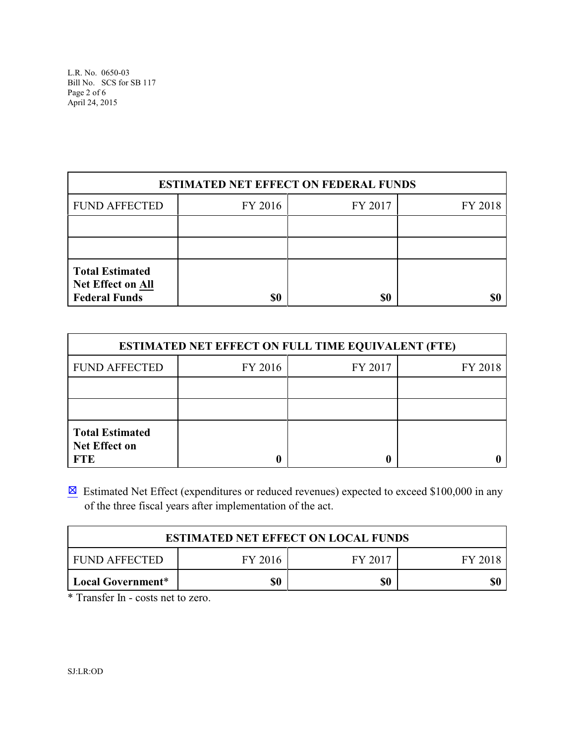| ESTIMATED NET EFFECT ON FEDERAL FUNDS | | | |
|---|---|---|---|
| FUND AFFECTED | FY 2016 | FY 2017 | FY 2018 |
| | | | |
| | | | |
| **Total Estimated Net Effect on All Federal Funds** | **$0** | **$0** | **$0** |

| ESTIMATED NET EFFECT ON FULL TIME EQUIVALENT (FTE) | | | |
|---|---|---|---|
| FUND AFFECTED | FY 2016 | FY 2017 | FY 2018 |
| | | | |
| | | | |
| **Total Estimated Net Effect on FTE** | **0** | **0** | **0** |

☒ Estimated Net Effect (expenditures or reduced revenues) expected to exceed $100,000 in any of the three fiscal years after implementation of the act.

| ESTIMATED NET EFFECT ON LOCAL FUNDS | | | |
|---|---|---|---|
| FUND AFFECTED | FY 2016 | FY 2017 | FY 2018 |
| **Local Government*** | **$0** | **$0** | **$0** |

* Transfer In - costs net to zero.

SJ:LR:OD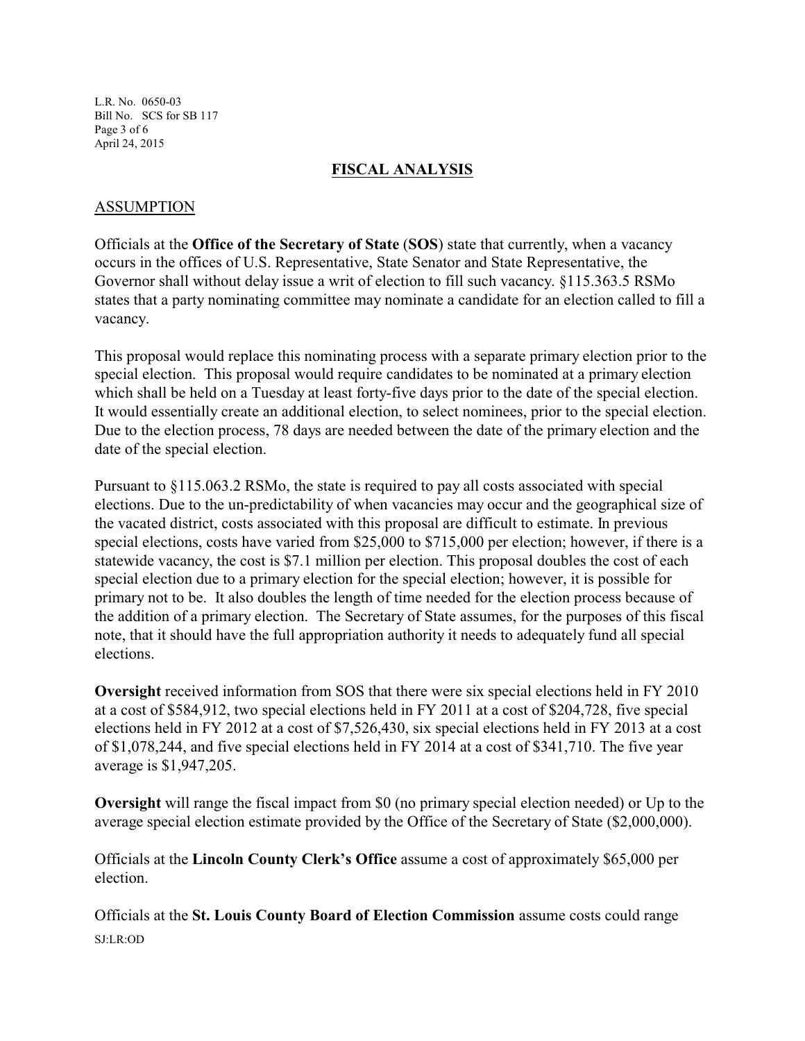## FISCAL ANALYSIS

### ASSUMPTION

Officials at the **Office of the Secretary of State** (**SOS**) state that currently, when a vacancy occurs in the offices of U.S. Representative, State Senator and State Representative, the Governor shall without delay issue a writ of election to fill such vacancy. §115.363.5 RSMo states that a party nominating committee may nominate a candidate for an election called to fill a vacancy.

This proposal would replace this nominating process with a separate primary election prior to the special election. This proposal would require candidates to be nominated at a primary election which shall be held on a Tuesday at least forty-five days prior to the date of the special election. It would essentially create an additional election, to select nominees, prior to the special election. Due to the election process, 78 days are needed between the date of the primary election and the date of the special election.

Pursuant to §115.063.2 RSMo, the state is required to pay all costs associated with special elections. Due to the un-predictability of when vacancies may occur and the geographical size of the vacated district, costs associated with this proposal are difficult to estimate. In previous special elections, costs have varied from $25,000 to $715,000 per election; however, if there is a statewide vacancy, the cost is $7.1 million per election. This proposal doubles the cost of each special election due to a primary election for the special election; however, it is possible for primary not to be. It also doubles the length of time needed for the election process because of the addition of a primary election. The Secretary of State assumes, for the purposes of this fiscal note, that it should have the full appropriation authority it needs to adequately fund all special elections.

**Oversight** received information from SOS that there were six special elections held in FY 2010 at a cost of $584,912, two special elections held in FY 2011 at a cost of $204,728, five special elections held in FY 2012 at a cost of $7,526,430, six special elections held in FY 2013 at a cost of $1,078,244, and five special elections held in FY 2014 at a cost of $341,710. The five year average is $1,947,205.

**Oversight** will range the fiscal impact from $0 (no primary special election needed) or Up to the average special election estimate provided by the Office of the Secretary of State ($2,000,000).

Officials at the **Lincoln County Clerk's Office** assume a cost of approximately $65,000 per election.

Officials at the **St. Louis County Board of Election Commission** assume costs could range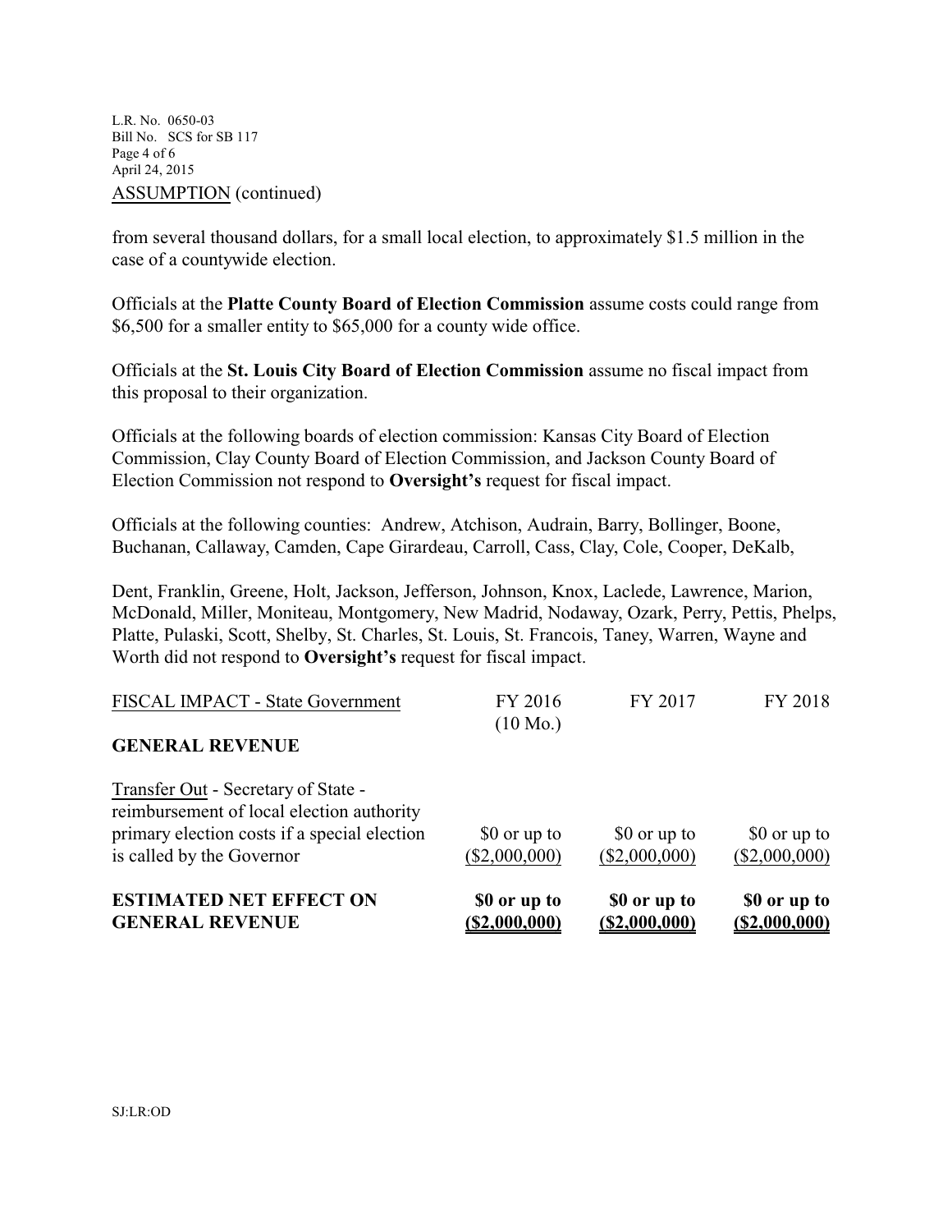ASSUMPTION (continued)

from several thousand dollars, for a small local election, to approximately $1.5 million in the case of a countywide election.

Officials at the **Platte County Board of Election Commission** assume costs could range from $6,500 for a smaller entity to $65,000 for a county wide office.

Officials at the **St. Louis City Board of Election Commission** assume no fiscal impact from this proposal to their organization.

Officials at the following boards of election commission: Kansas City Board of Election Commission, Clay County Board of Election Commission, and Jackson County Board of Election Commission not respond to **Oversight's** request for fiscal impact.

Officials at the following counties: Andrew, Atchison, Audrain, Barry, Bollinger, Boone, Buchanan, Callaway, Camden, Cape Girardeau, Carroll, Cass, Clay, Cole, Cooper, DeKalb, Dent, Franklin, Greene, Holt, Jackson, Jefferson, Johnson, Knox, Laclede, Lawrence, Marion, McDonald, Miller, Moniteau, Montgomery, New Madrid, Nodaway, Ozark, Perry, Pettis, Phelps, Platte, Pulaski, Scott, Shelby, St. Charles, St. Louis, St. Francois, Taney, Warren, Wayne and Worth did not respond to **Oversight's** request for fiscal impact.

| FISCAL IMPACT - State Government | FY 2016 (10 Mo.) | FY 2017 | FY 2018 |
|---|---|---|---|
| **GENERAL REVENUE** | | | |
| Transfer Out - Secretary of State - reimbursement of local election authority primary election costs if a special election is called by the Governor | $0 or up to ($2,000,000) | $0 or up to ($2,000,000) | $0 or up to ($2,000,000) |
| **ESTIMATED NET EFFECT ON GENERAL REVENUE** | **$0 or up to ($2,000,000)** | **$0 or up to ($2,000,000)** | **$0 or up to ($2,000,000)** |

SJ:LR:OD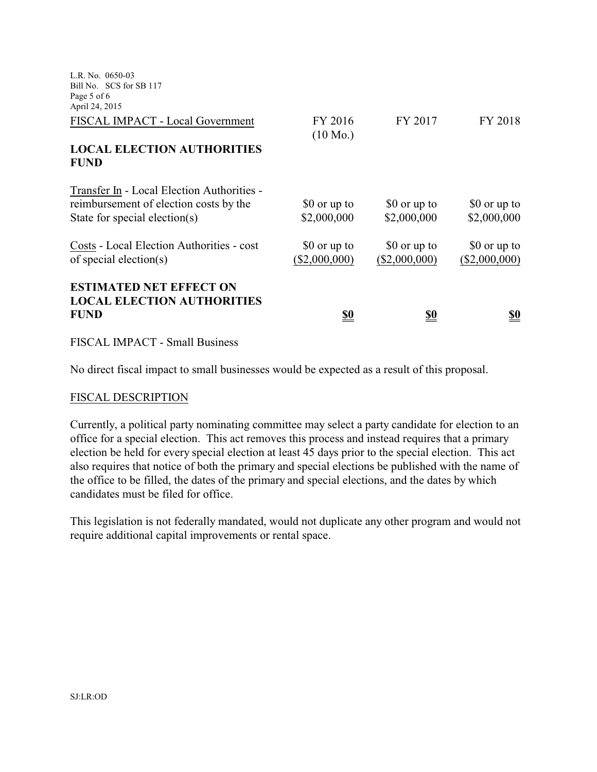| FISCAL IMPACT - Local Government | FY 2016 (10 Mo.) | FY 2017 | FY 2018 |
|---|---|---|---|
| **LOCAL ELECTION AUTHORITIES FUND** | | | |
| Transfer In - Local Election Authorities - reimbursement of election costs by the State for special election(s) | $0 or up to $2,000,000 | $0 or up to $2,000,000 | $0 or up to $2,000,000 |
| Costs - Local Election Authorities - cost of special election(s) | $0 or up to ($2,000,000) | $0 or up to ($2,000,000) | $0 or up to ($2,000,000) |
| **ESTIMATED NET EFFECT ON LOCAL ELECTION AUTHORITIES FUND** | **$0** | **$0** | **$0** |

FISCAL IMPACT - Small Business

No direct fiscal impact to small businesses would be expected as a result of this proposal.

FISCAL DESCRIPTION

Currently, a political party nominating committee may select a party candidate for election to an office for a special election. This act removes this process and instead requires that a primary election be held for every special election at least 45 days prior to the special election. This act also requires that notice of both the primary and special elections be published with the name of the office to be filled, the dates of the primary and special elections, and the dates by which candidates must be filed for office.

This legislation is not federally mandated, would not duplicate any other program and would not require additional capital improvements or rental space.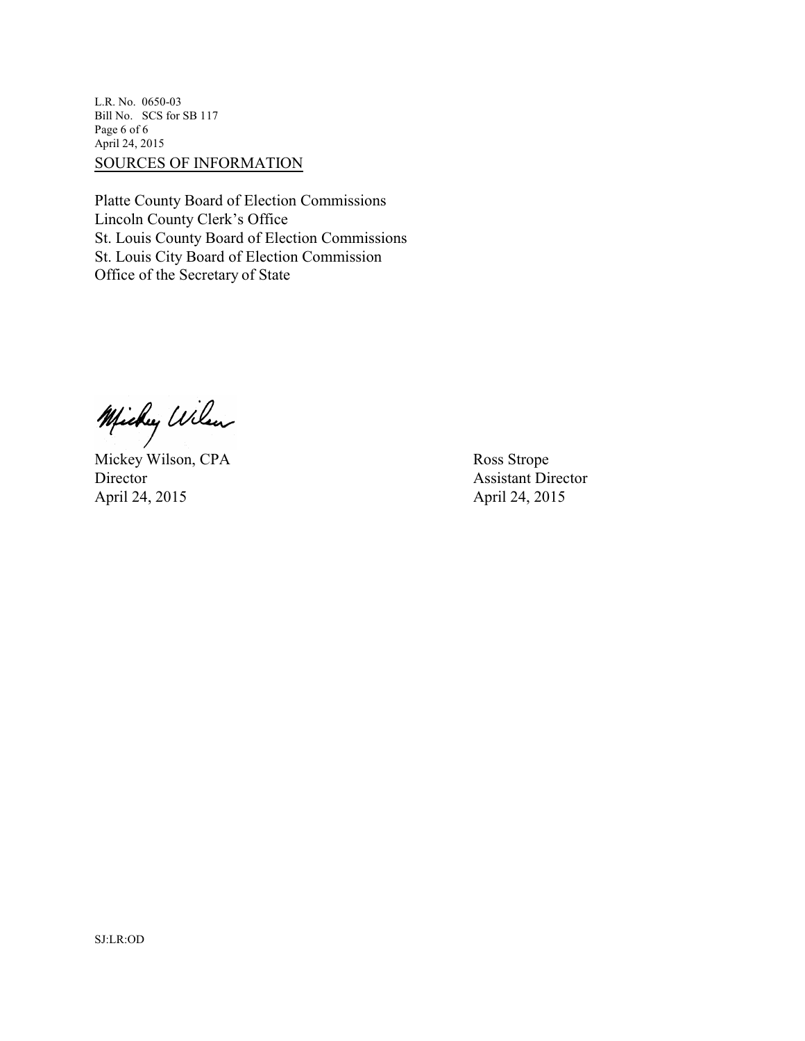SOURCES OF INFORMATION

Platte County Board of Election Commissions
Lincoln County Clerk's Office
St. Louis County Board of Election Commissions
St. Louis City Board of Election Commission
Office of the Secretary of State

| | |
|---|---|
| Mickey Wilson, CPA | Ross Strope |
| Director | Assistant Director |
| April 24, 2015 | April 24, 2015 |

SJ:LR:OD